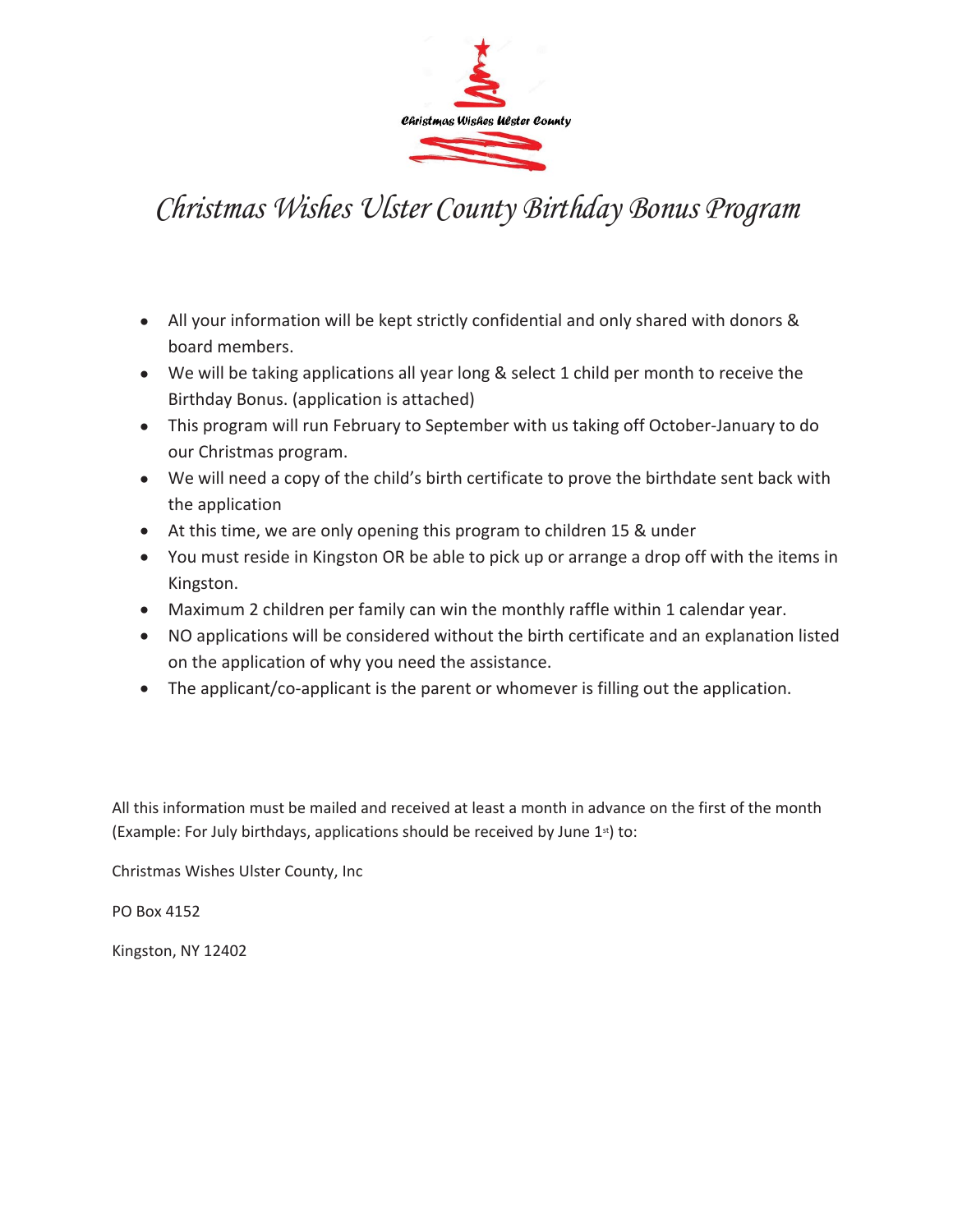# Christmas Wishes Ulster County Birthday Bonus Program

- All your information will be kept strictly confidential and only shared with donors & board members.
- We will be taking applications all year long & select 1 child per month to receive the Birthday Bonus. (application is attached)
- This program will run February to September with us taking off October-January to do our Christmas program.
- We will need a copy of the child's birth certificate to prove the birthdate sent back with the application
- At this time, we are only opening this program to children 15 & under
- You must reside in Kingston OR be able to pick up or arrange a drop off with the items in Kingston.
- Maximum 2 children per family can win the monthly raffle within 1 calendar year.
- NO applications will be considered without the birth certificate and an explanation listed on the application of why you need the assistance.
- The applicant/co-applicant is the parent or whomever is filling out the application.

All this information must be mailed and received at least a month in advance on the first of the month (Example: For July birthdays, applications should be received by June 1st) to:

Christmas Wishes Ulster County, Inc

PO Box 4152

Kingston, NY 12402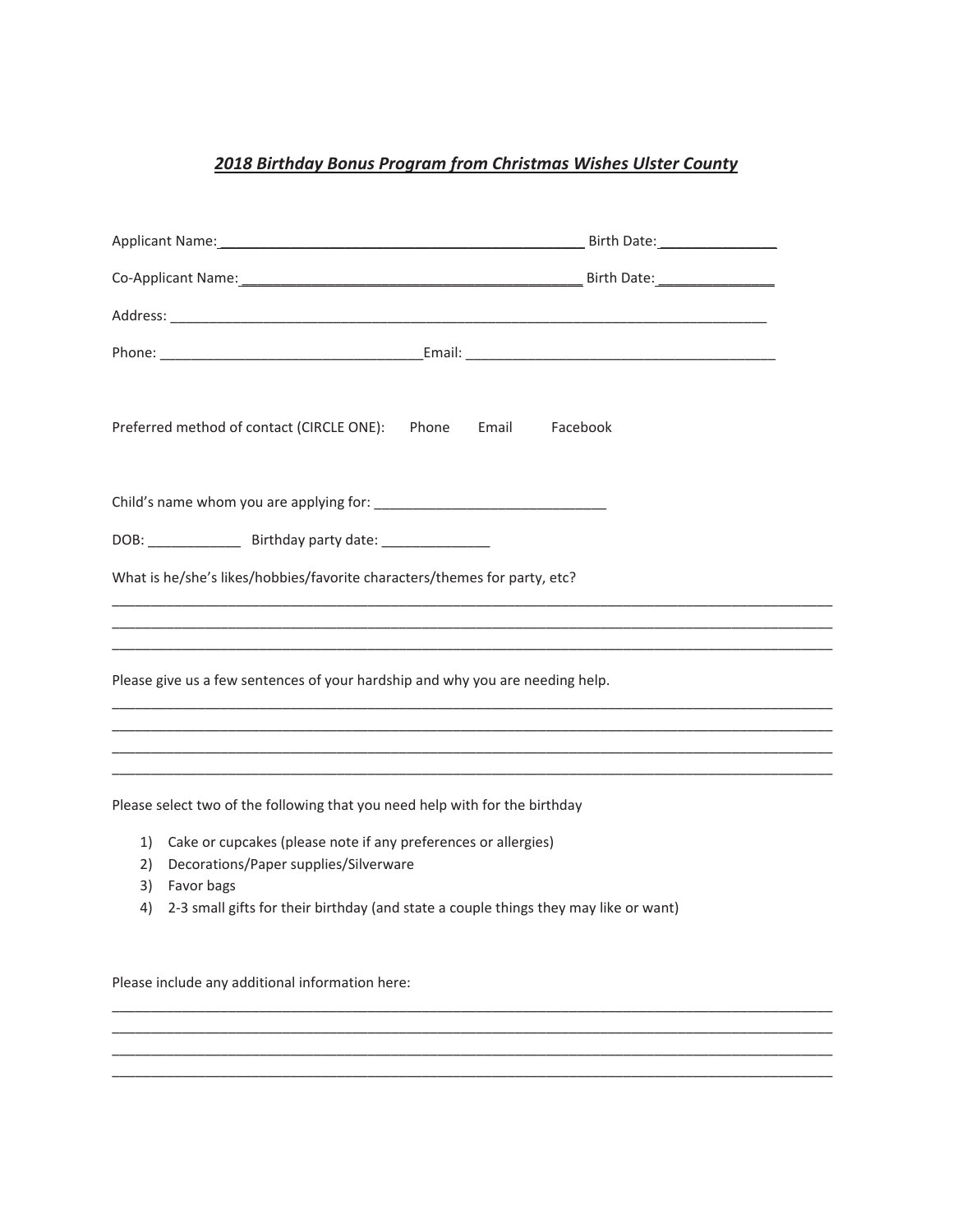## ***2018 Birthday Bonus Program from Christmas Wishes Ulster County***

Applicant Name:_____________________________________________ Birth Date:_______________

Co-Applicant Name:___________________________________________ Birth Date:_______________

Address: ________________________________________________________________________________

Phone: _________________________________Email: ________________________________________

Preferred method of contact (CIRCLE ONE): Phone Email Facebook

Child's name whom you are applying for: ______________________________

DOB: ____________ Birthday party date: ______________

What is he/she's likes/hobbies/favorite characters/themes for party, etc?

_____________________________________________________________________________________________
_____________________________________________________________________________________________
_____________________________________________________________________________________________

Please give us a few sentences of your hardship and why you are needing help.

_____________________________________________________________________________________________
_____________________________________________________________________________________________
_____________________________________________________________________________________________
_____________________________________________________________________________________________

Please select two of the following that you need help with for the birthday

1) Cake or cupcakes (please note if any preferences or allergies)
2) Decorations/Paper supplies/Silverware
3) Favor bags
4) 2-3 small gifts for their birthday (and state a couple things they may like or want)

Please include any additional information here:

_____________________________________________________________________________________________
_____________________________________________________________________________________________
_____________________________________________________________________________________________
_____________________________________________________________________________________________